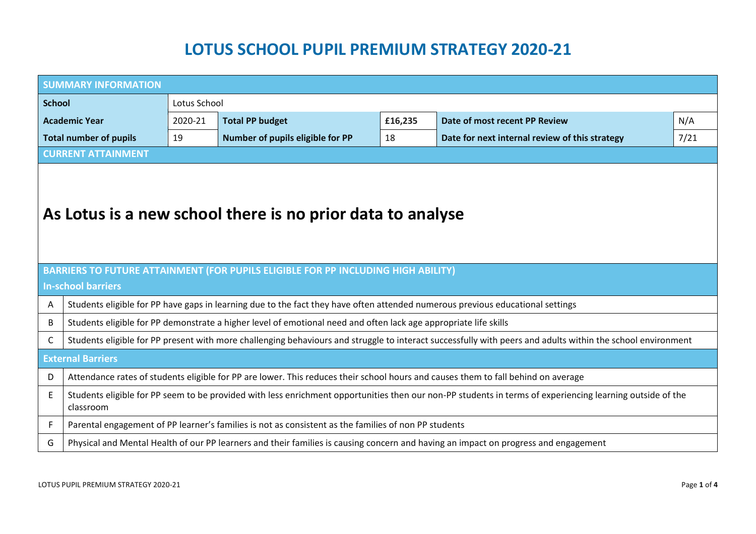# LOTUS SCHOOL PUPIL PREMIUM STRATEGY 2020-21

| SUMMARY INFORMATION | | | | | |
|---|---|---|---|---|---|
| **School** | Lotus School | | | | |
| **Academic Year** | 2020-21 | **Total PP budget** | **£16,235** | **Date of most recent PP Review** | N/A |
| **Total number of pupils** | 19 | **Number of pupils eligible for PP** | 18 | **Date for next internal review of this strategy** | 7/21 |

## CURRENT ATTAINMENT

**As Lotus is a new school there is no prior data to analyse**

## BARRIERS TO FUTURE ATTAINMENT (FOR PUPILS ELIGIBLE FOR PP INCLUDING HIGH ABILITY)

### In-school barriers

| | |
|---|---|
| A | Students eligible for PP have gaps in learning due to the fact they have often attended numerous previous educational settings |
| B | Students eligible for PP demonstrate a higher level of emotional need and often lack age appropriate life skills |
| C | Students eligible for PP present with more challenging behaviours and struggle to interact successfully with peers and adults within the school environment |

### External Barriers

| | |
|---|---|
| D | Attendance rates of students eligible for PP are lower. This reduces their school hours and causes them to fall behind on average |
| E | Students eligible for PP seem to be provided with less enrichment opportunities then our non-PP students in terms of experiencing learning outside of the classroom |
| F | Parental engagement of PP learner's families is not as consistent as the families of non PP students |
| G | Physical and Mental Health of our PP learners and their families is causing concern and having an impact on progress and engagement |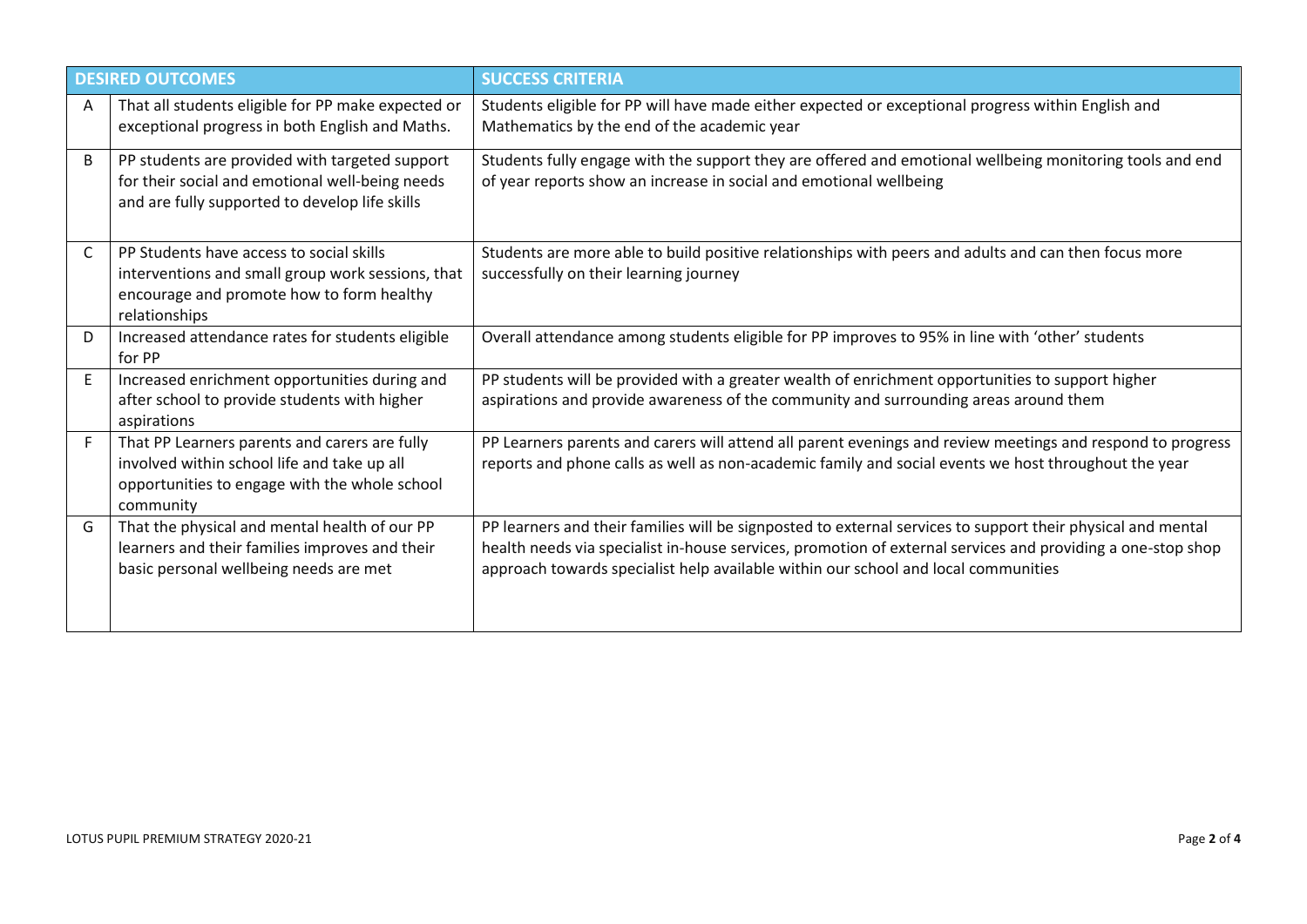| | DESIRED OUTCOMES | SUCCESS CRITERIA |
|---|---|---|
| A | That all students eligible for PP make expected or exceptional progress in both English and Maths. | Students eligible for PP will have made either expected or exceptional progress within English and Mathematics by the end of the academic year |
| B | PP students are provided with targeted support for their social and emotional well-being needs and are fully supported to develop life skills | Students fully engage with the support they are offered and emotional wellbeing monitoring tools and end of year reports show an increase in social and emotional wellbeing |
| C | PP Students have access to social skills interventions and small group work sessions, that encourage and promote how to form healthy relationships | Students are more able to build positive relationships with peers and adults and can then focus more successfully on their learning journey |
| D | Increased attendance rates for students eligible for PP | Overall attendance among students eligible for PP improves to 95% in line with 'other' students |
| E | Increased enrichment opportunities during and after school to provide students with higher aspirations | PP students will be provided with a greater wealth of enrichment opportunities to support higher aspirations and provide awareness of the community and surrounding areas around them |
| F | That PP Learners parents and carers are fully involved within school life and take up all opportunities to engage with the whole school community | PP Learners parents and carers will attend all parent evenings and review meetings and respond to progress reports and phone calls as well as non-academic family and social events we host throughout the year |
| G | That the physical and mental health of our PP learners and their families improves and their basic personal wellbeing needs are met | PP learners and their families will be signposted to external services to support their physical and mental health needs via specialist in-house services, promotion of external services and providing a one-stop shop approach towards specialist help available within our school and local communities |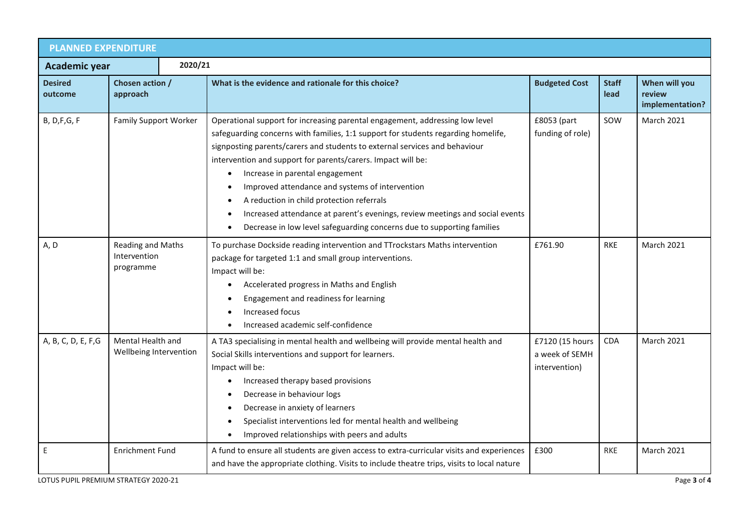## PLANNED EXPENDITURE

| Academic year | 2020/21 | | | | |
|---|---|---|---|---|---|
| **Desired outcome** | **Chosen action / approach** | **What is the evidence and rationale for this choice?** | **Budgeted Cost** | **Staff lead** | **When will you review implementation?** |
| B, D,F,G, F | Family Support Worker | Operational support for increasing parental engagement, addressing low level safeguarding concerns with families, 1:1 support for students regarding homelife, signposting parents/carers and students to external services and behaviour intervention and support for parents/carers. Impact will be:<br>• Increase in parental engagement<br>• Improved attendance and systems of intervention<br>• A reduction in child protection referrals<br>• Increased attendance at parent's evenings, review meetings and social events<br>• Decrease in low level safeguarding concerns due to supporting families | £8053 (part funding of role) | SOW | March 2021 |
| A, D | Reading and Maths Intervention programme | To purchase Dockside reading intervention and TTrockstars Maths intervention package for targeted 1:1 and small group interventions.<br>Impact will be:<br>• Accelerated progress in Maths and English<br>• Engagement and readiness for learning<br>• Increased focus<br>• Increased academic self-confidence | £761.90 | RKE | March 2021 |
| A, B, C, D, E, F,G | Mental Health and Wellbeing Intervention | A TA3 specialising in mental health and wellbeing will provide mental health and Social Skills interventions and support for learners.<br>Impact will be:<br>• Increased therapy based provisions<br>• Decrease in behaviour logs<br>• Decrease in anxiety of learners<br>• Specialist interventions led for mental health and wellbeing<br>• Improved relationships with peers and adults | £7120 (15 hours a week of SEMH intervention) | CDA | March 2021 |
| E | Enrichment Fund | A fund to ensure all students are given access to extra-curricular visits and experiences and have the appropriate clothing. Visits to include theatre trips, visits to local nature | £300 | RKE | March 2021 |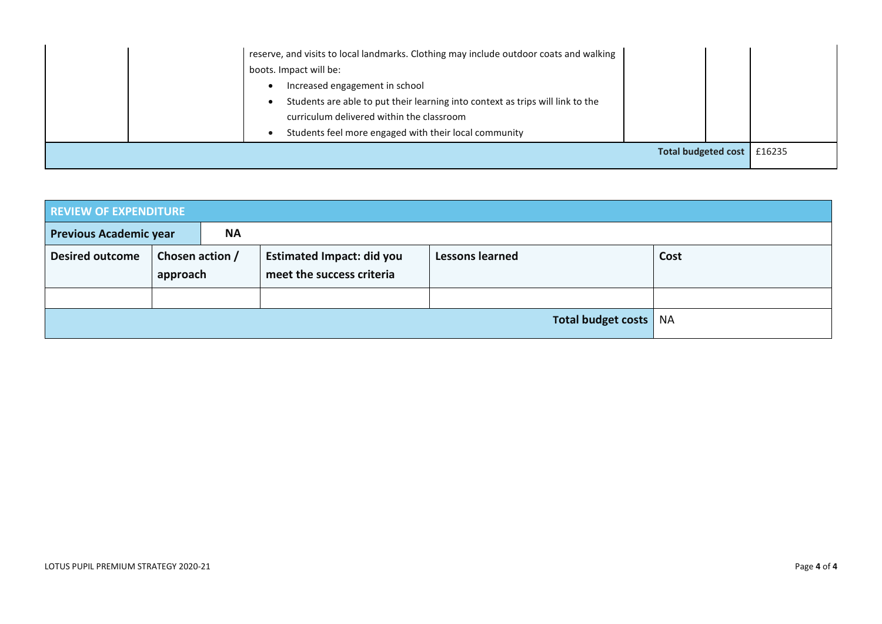| | | | | | |
|---|---|---|---|---|---|
| | | reserve, and visits to local landmarks. Clothing may include outdoor coats and walking boots. Impact will be:<br>• Increased engagement in school<br>• Students are able to put their learning into context as trips will link to the curriculum delivered within the classroom<br>• Students feel more engaged with their local community | | | |
| | | | | **Total budgeted cost** | £16235 |

| **REVIEW OF EXPENDITURE** | | | | |
|---|---|---|---|---|
| **Previous Academic year** | **NA** | | | |
| **Desired outcome** | **Chosen action / approach** | **Estimated Impact: did you meet the success criteria** | **Lessons learned** | **Cost** |
| | | | | |
| | | | **Total budget costs** | NA |